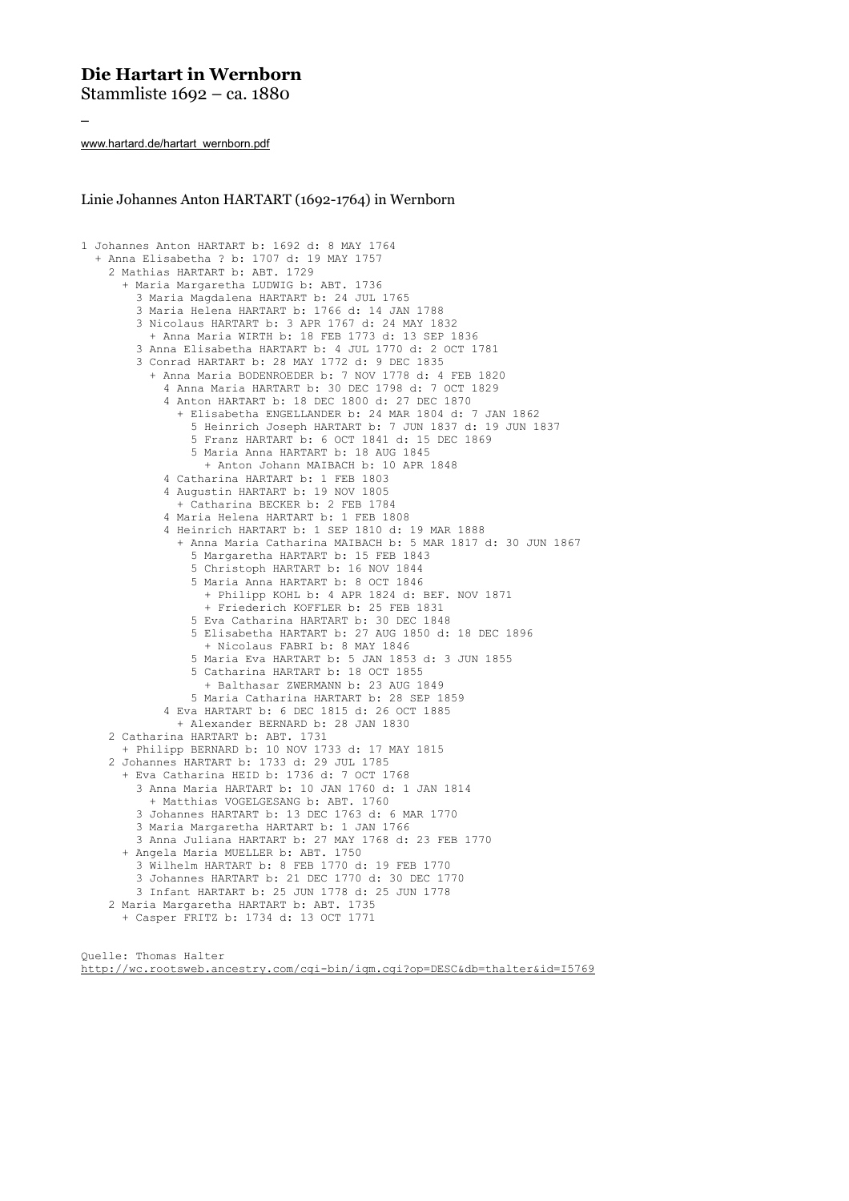# Die Hartart in Wernborn

Stammliste 1692 – ca. 1880

_

www.hartard.de/hartart_wernborn.pdf

## Linie Johannes Anton HARTART (1692-1764) in Wernborn

```
1 Johannes Anton HARTART b: 1692 d: 8 MAY 1764
  + Anna Elisabetha ? b: 1707 d: 19 MAY 1757
    2 Mathias HARTART b: ABT. 1729
      + Maria Margaretha LUDWIG b: ABT. 1736
        3 Maria Magdalena HARTART b: 24 JUL 1765
        3 Maria Helena HARTART b: 1766 d: 14 JAN 1788
        3 Nicolaus HARTART b: 3 APR 1767 d: 24 MAY 1832
          + Anna Maria WIRTH b: 18 FEB 1773 d: 13 SEP 1836
        3 Anna Elisabetha HARTART b: 4 JUL 1770 d: 2 OCT 1781
        3 Conrad HARTART b: 28 MAY 1772 d: 9 DEC 1835
          + Anna Maria BODENROEDER b: 7 NOV 1778 d: 4 FEB 1820
            4 Anna Maria HARTART b: 30 DEC 1798 d: 7 OCT 1829
            4 Anton HARTART b: 18 DEC 1800 d: 27 DEC 1870
              + Elisabetha ENGELLANDER b: 24 MAR 1804 d: 7 JAN 1862
                5 Heinrich Joseph HARTART b: 7 JUN 1837 d: 19 JUN 1837
                5 Franz HARTART b: 6 OCT 1841 d: 15 DEC 1869
                5 Maria Anna HARTART b: 18 AUG 1845
                  + Anton Johann MAIBACH b: 10 APR 1848
            4 Catharina HARTART b: 1 FEB 1803
            4 Augustin HARTART b: 19 NOV 1805
              + Catharina BECKER b: 2 FEB 1784
            4 Maria Helena HARTART b: 1 FEB 1808
            4 Heinrich HARTART b: 1 SEP 1810 d: 19 MAR 1888
              + Anna Maria Catharina MAIBACH b: 5 MAR 1817 d: 30 JUN 1867
                5 Margaretha HARTART b: 15 FEB 1843
                5 Christoph HARTART b: 16 NOV 1844
                5 Maria Anna HARTART b: 8 OCT 1846
                  + Philipp KOHL b: 4 APR 1824 d: BEF. NOV 1871
                  + Friederich KOFFLER b: 25 FEB 1831
                5 Eva Catharina HARTART b: 30 DEC 1848
                5 Elisabetha HARTART b: 27 AUG 1850 d: 18 DEC 1896
                  + Nicolaus FABRI b: 8 MAY 1846
                5 Maria Eva HARTART b: 5 JAN 1853 d: 3 JUN 1855
                5 Catharina HARTART b: 18 OCT 1855
                  + Balthasar ZWERMANN b: 23 AUG 1849
                5 Maria Catharina HARTART b: 28 SEP 1859
            4 Eva HARTART b: 6 DEC 1815 d: 26 OCT 1885
              + Alexander BERNARD b: 28 JAN 1830
    2 Catharina HARTART b: ABT. 1731
      + Philipp BERNARD b: 10 NOV 1733 d: 17 MAY 1815
    2 Johannes HARTART b: 1733 d: 29 JUL 1785
      + Eva Catharina HEID b: 1736 d: 7 OCT 1768
        3 Anna Maria HARTART b: 10 JAN 1760 d: 1 JAN 1814
          + Matthias VOGELGESANG b: ABT. 1760
        3 Johannes HARTART b: 13 DEC 1763 d: 6 MAR 1770
        3 Maria Margaretha HARTART b: 1 JAN 1766
        3 Anna Juliana HARTART b: 27 MAY 1768 d: 23 FEB 1770
      + Angela Maria MUELLER b: ABT. 1750
        3 Wilhelm HARTART b: 8 FEB 1770 d: 19 FEB 1770
        3 Johannes HARTART b: 21 DEC 1770 d: 30 DEC 1770
        3 Infant HARTART b: 25 JUN 1778 d: 25 JUN 1778
    2 Maria Margaretha HARTART b: ABT. 1735
      + Casper FRITZ b: 1734 d: 13 OCT 1771
```

Quelle: Thomas Halter
http://wc.rootsweb.ancestry.com/cgi-bin/igm.cgi?op=DESC&db=thalter&id=I5769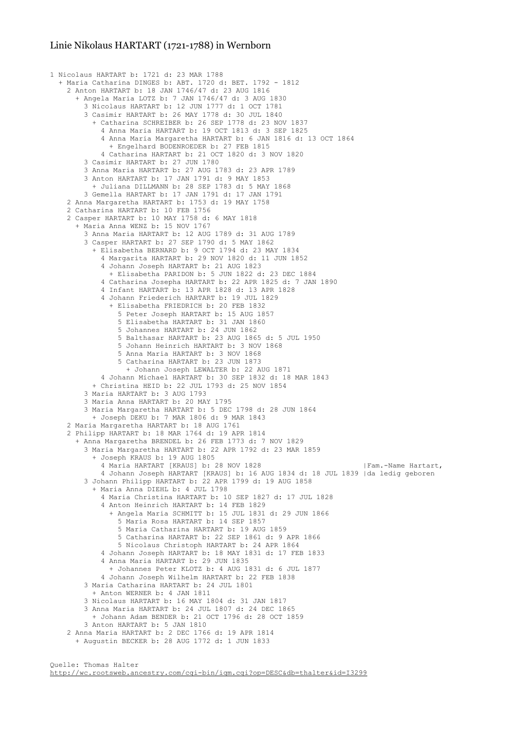# Linie Nikolaus HARTART (1721-1788) in Wernborn

```
1 Nicolaus HARTART b: 1721 d: 23 MAR 1788
  + Maria Catharina DINGES b: ABT. 1720 d: BET. 1792 - 1812
    2 Anton HARTART b: 18 JAN 1746/47 d: 23 AUG 1816
      + Angela Maria LOTZ b: 7 JAN 1746/47 d: 3 AUG 1830
        3 Nicolaus HARTART b: 12 JUN 1777 d: 1 OCT 1781
        3 Casimir HARTART b: 26 MAY 1778 d: 30 JUL 1840
          + Catharina SCHREIBER b: 26 SEP 1778 d: 23 NOV 1837
            4 Anna Maria HARTART b: 19 OCT 1813 d: 3 SEP 1825
            4 Anna Maria Margaretha HARTART b: 6 JAN 1816 d: 13 OCT 1864
              + Engelhard BODENROEDER b: 27 FEB 1815
            4 Catharina HARTART b: 21 OCT 1820 d: 3 NOV 1820
        3 Casimir HARTART b: 27 JUN 1780
        3 Anna Maria HARTART b: 27 AUG 1783 d: 23 APR 1789
        3 Anton HARTART b: 17 JAN 1791 d: 9 MAY 1853
          + Juliana DILLMANN b: 28 SEP 1783 d: 5 MAY 1868
        3 Gemella HARTART b: 17 JAN 1791 d: 17 JAN 1791
    2 Anna Margaretha HARTART b: 1753 d: 19 MAY 1758
    2 Catharina HARTART b: 10 FEB 1756
    2 Casper HARTART b: 10 MAY 1758 d: 6 MAY 1818
      + Maria Anna WENZ b: 15 NOV 1767
        3 Anna Maria HARTART b: 12 AUG 1789 d: 31 AUG 1789
        3 Casper HARTART b: 27 SEP 1790 d: 5 MAY 1862
          + Elisabetha BERNARD b: 9 OCT 1794 d: 23 MAY 1834
            4 Margarita HARTART b: 29 NOV 1820 d: 11 JUN 1852
            4 Johann Joseph HARTART b: 21 AUG 1823
              + Elisabetha PARIDON b: 5 JUN 1822 d: 23 DEC 1884
            4 Catharina Josepha HARTART b: 22 APR 1825 d: 7 JAN 1890
            4 Infant HARTART b: 13 APR 1828 d: 13 APR 1828
            4 Johann Friederich HARTART b: 19 JUL 1829
              + Elisabetha FRIEDRICH b: 20 FEB 1832
                5 Peter Joseph HARTART b: 15 AUG 1857
                5 Elisabetha HARTART b: 31 JAN 1860
                5 Johannes HARTART b: 24 JUN 1862
                5 Balthasar HARTART b: 23 AUG 1865 d: 5 JUL 1950
                5 Johann Heinrich HARTART b: 3 NOV 1868
                5 Anna Maria HARTART b: 3 NOV 1868
                5 Catharina HARTART b: 23 JUN 1873
                  + Johann Joseph LEWALTER b: 22 AUG 1871
            4 Johann Michael HARTART b: 30 SEP 1832 d: 18 MAR 1843
          + Christina HEID b: 22 JUL 1793 d: 25 NOV 1854
        3 Maria HARTART b: 3 AUG 1793
        3 Maria Anna HARTART b: 20 MAY 1795
        3 Maria Margaretha HARTART b: 5 DEC 1798 d: 28 JUN 1864
          + Joseph DEKU b: 7 MAR 1806 d: 9 MAR 1843
    2 Maria Margaretha HARTART b: 18 AUG 1761
    2 Philipp HARTART b: 18 MAR 1764 d: 19 APR 1814
      + Anna Margaretha BRENDEL b: 26 FEB 1773 d: 7 NOV 1829
        3 Maria Margaretha HARTART b: 22 APR 1792 d: 23 MAR 1859
          + Joseph KRAUS b: 19 AUG 1805
            4 Maria HARTART [KRAUS] b: 28 NOV 1828                         |Fam.-Name Hartart,
            4 Johann Joseph HARTART [KRAUS] b: 16 AUG 1834 d: 18 JUL 1839 |da ledig geboren
        3 Johann Philipp HARTART b: 22 APR 1799 d: 19 AUG 1858
          + Maria Anna DIEHL b: 4 JUL 1798
            4 Maria Christina HARTART b: 10 SEP 1827 d: 17 JUL 1828
            4 Anton Heinrich HARTART b: 14 FEB 1829
              + Angela Maria SCHMITT b: 15 JUL 1831 d: 29 JUN 1866
                5 Maria Rosa HARTART b: 14 SEP 1857
                5 Maria Catharina HARTART b: 19 AUG 1859
                5 Catharina HARTART b: 22 SEP 1861 d: 9 APR 1866
                5 Nicolaus Christoph HARTART b: 24 APR 1864
            4 Johann Joseph HARTART b: 18 MAY 1831 d: 17 FEB 1833
            4 Anna Maria HARTART b: 29 JUN 1835
              + Johannes Peter KLOTZ b: 4 AUG 1831 d: 6 JUL 1877
            4 Johann Joseph Wilhelm HARTART b: 22 FEB 1838
        3 Maria Catharina HARTART b: 24 JUL 1801
          + Anton WERNER b: 4 JAN 1811
        3 Nicolaus HARTART b: 16 MAY 1804 d: 31 JAN 1817
        3 Anna Maria HARTART b: 24 JUL 1807 d: 24 DEC 1865
          + Johann Adam BENDER b: 21 OCT 1796 d: 28 OCT 1859
        3 Anton HARTART b: 5 JAN 1810
    2 Anna Maria HARTART b: 2 DEC 1766 d: 19 APR 1814
      + Augustin BECKER b: 28 AUG 1772 d: 1 JUN 1833
```

Quelle: Thomas Halter
http://wc.rootsweb.ancestry.com/cgi-bin/igm.cgi?op=DESC&db=thalter&id=I3299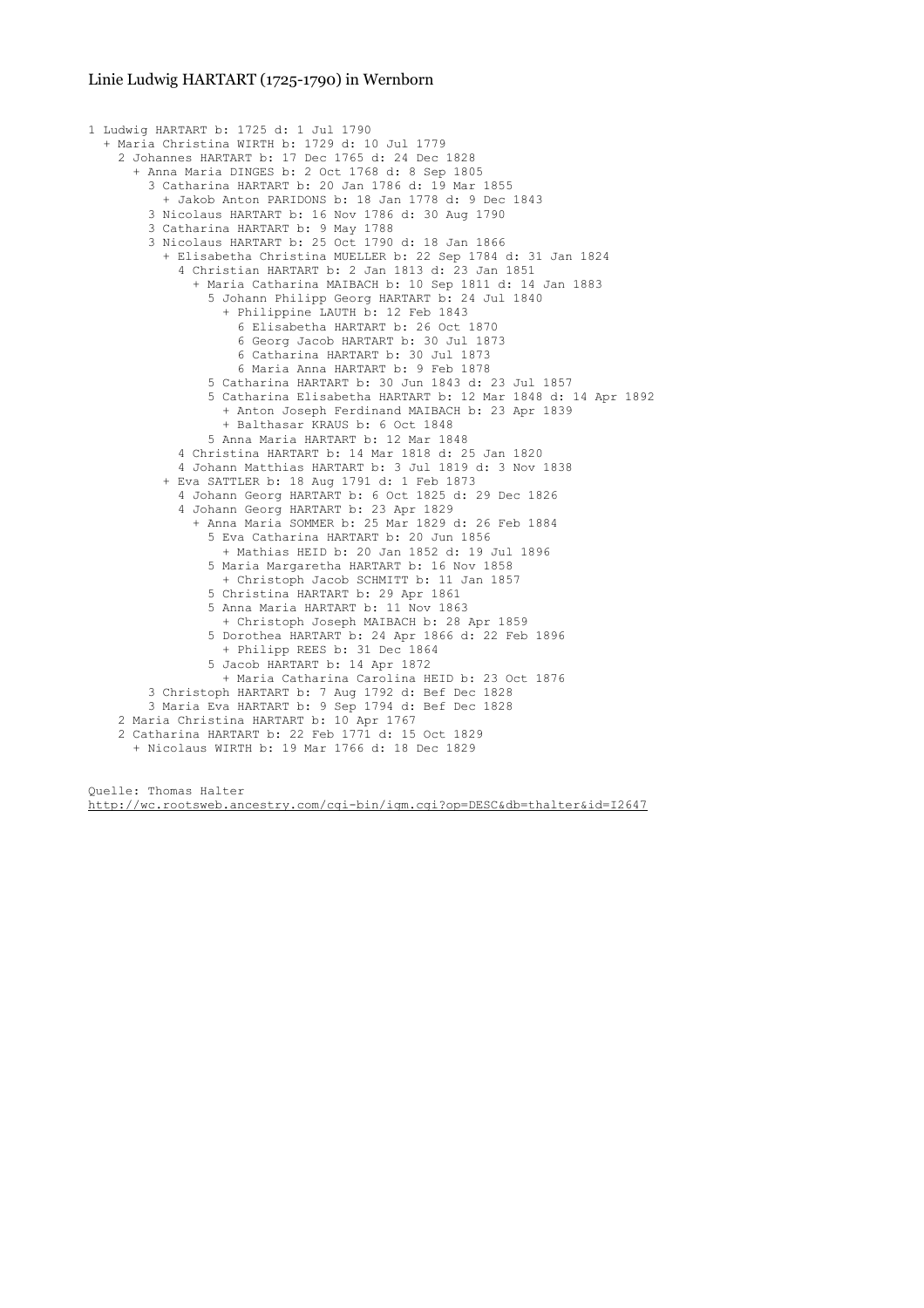Linie Ludwig HARTART (1725-1790) in Wernborn

```
1 Ludwig HARTART b: 1725 d: 1 Jul 1790
  + Maria Christina WIRTH b: 1729 d: 10 Jul 1779
    2 Johannes HARTART b: 17 Dec 1765 d: 24 Dec 1828
      + Anna Maria DINGES b: 2 Oct 1768 d: 8 Sep 1805
        3 Catharina HARTART b: 20 Jan 1786 d: 19 Mar 1855
          + Jakob Anton PARIDONS b: 18 Jan 1778 d: 9 Dec 1843
        3 Nicolaus HARTART b: 16 Nov 1786 d: 30 Aug 1790
        3 Catharina HARTART b: 9 May 1788
        3 Nicolaus HARTART b: 25 Oct 1790 d: 18 Jan 1866
          + Elisabetha Christina MUELLER b: 22 Sep 1784 d: 31 Jan 1824
            4 Christian HARTART b: 2 Jan 1813 d: 23 Jan 1851
              + Maria Catharina MAIBACH b: 10 Sep 1811 d: 14 Jan 1883
                5 Johann Philipp Georg HARTART b: 24 Jul 1840
                  + Philippine LAUTH b: 12 Feb 1843
                    6 Elisabetha HARTART b: 26 Oct 1870
                    6 Georg Jacob HARTART b: 30 Jul 1873
                    6 Catharina HARTART b: 30 Jul 1873
                    6 Maria Anna HARTART b: 9 Feb 1878
                5 Catharina HARTART b: 30 Jun 1843 d: 23 Jul 1857
                5 Catharina Elisabetha HARTART b: 12 Mar 1848 d: 14 Apr 1892
                  + Anton Joseph Ferdinand MAIBACH b: 23 Apr 1839
                  + Balthasar KRAUS b: 6 Oct 1848
                5 Anna Maria HARTART b: 12 Mar 1848
            4 Christina HARTART b: 14 Mar 1818 d: 25 Jan 1820
            4 Johann Matthias HARTART b: 3 Jul 1819 d: 3 Nov 1838
          + Eva SATTLER b: 18 Aug 1791 d: 1 Feb 1873
            4 Johann Georg HARTART b: 6 Oct 1825 d: 29 Dec 1826
            4 Johann Georg HARTART b: 23 Apr 1829
              + Anna Maria SOMMER b: 25 Mar 1829 d: 26 Feb 1884
                5 Eva Catharina HARTART b: 20 Jun 1856
                  + Mathias HEID b: 20 Jan 1852 d: 19 Jul 1896
                5 Maria Margaretha HARTART b: 16 Nov 1858
                  + Christoph Jacob SCHMITT b: 11 Jan 1857
                5 Christina HARTART b: 29 Apr 1861
                5 Anna Maria HARTART b: 11 Nov 1863
                  + Christoph Joseph MAIBACH b: 28 Apr 1859
                5 Dorothea HARTART b: 24 Apr 1866 d: 22 Feb 1896
                  + Philipp REES b: 31 Dec 1864
                5 Jacob HARTART b: 14 Apr 1872
                  + Maria Catharina Carolina HEID b: 23 Oct 1876
        3 Christoph HARTART b: 7 Aug 1792 d: Bef Dec 1828
        3 Maria Eva HARTART b: 9 Sep 1794 d: Bef Dec 1828
    2 Maria Christina HARTART b: 10 Apr 1767
    2 Catharina HARTART b: 22 Feb 1771 d: 15 Oct 1829
      + Nicolaus WIRTH b: 19 Mar 1766 d: 18 Dec 1829
```

Quelle: Thomas Halter
http://wc.rootsweb.ancestry.com/cgi-bin/igm.cgi?op=DESC&db=thalter&id=I2647